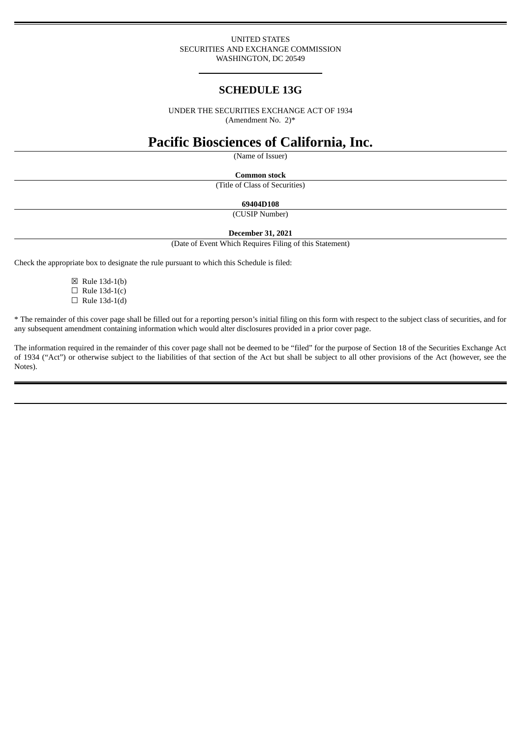UNITED STATES
SECURITIES AND EXCHANGE COMMISSION
WASHINGTON, DC 20549

# SCHEDULE 13G

UNDER THE SECURITIES EXCHANGE ACT OF 1934
(Amendment No. 2)*

# Pacific Biosciences of California, Inc.

(Name of Issuer)

**Common stock**

(Title of Class of Securities)

**69404D108**

(CUSIP Number)

**December 31, 2021**

(Date of Event Which Requires Filing of this Statement)

Check the appropriate box to designate the rule pursuant to which this Schedule is filed:

☒ Rule 13d-1(b)
☐ Rule 13d-1(c)
☐ Rule 13d-1(d)

* The remainder of this cover page shall be filled out for a reporting person's initial filing on this form with respect to the subject class of securities, and for any subsequent amendment containing information which would alter disclosures provided in a prior cover page.

The information required in the remainder of this cover page shall not be deemed to be "filed" for the purpose of Section 18 of the Securities Exchange Act of 1934 ("Act") or otherwise subject to the liabilities of that section of the Act but shall be subject to all other provisions of the Act (however, see the Notes).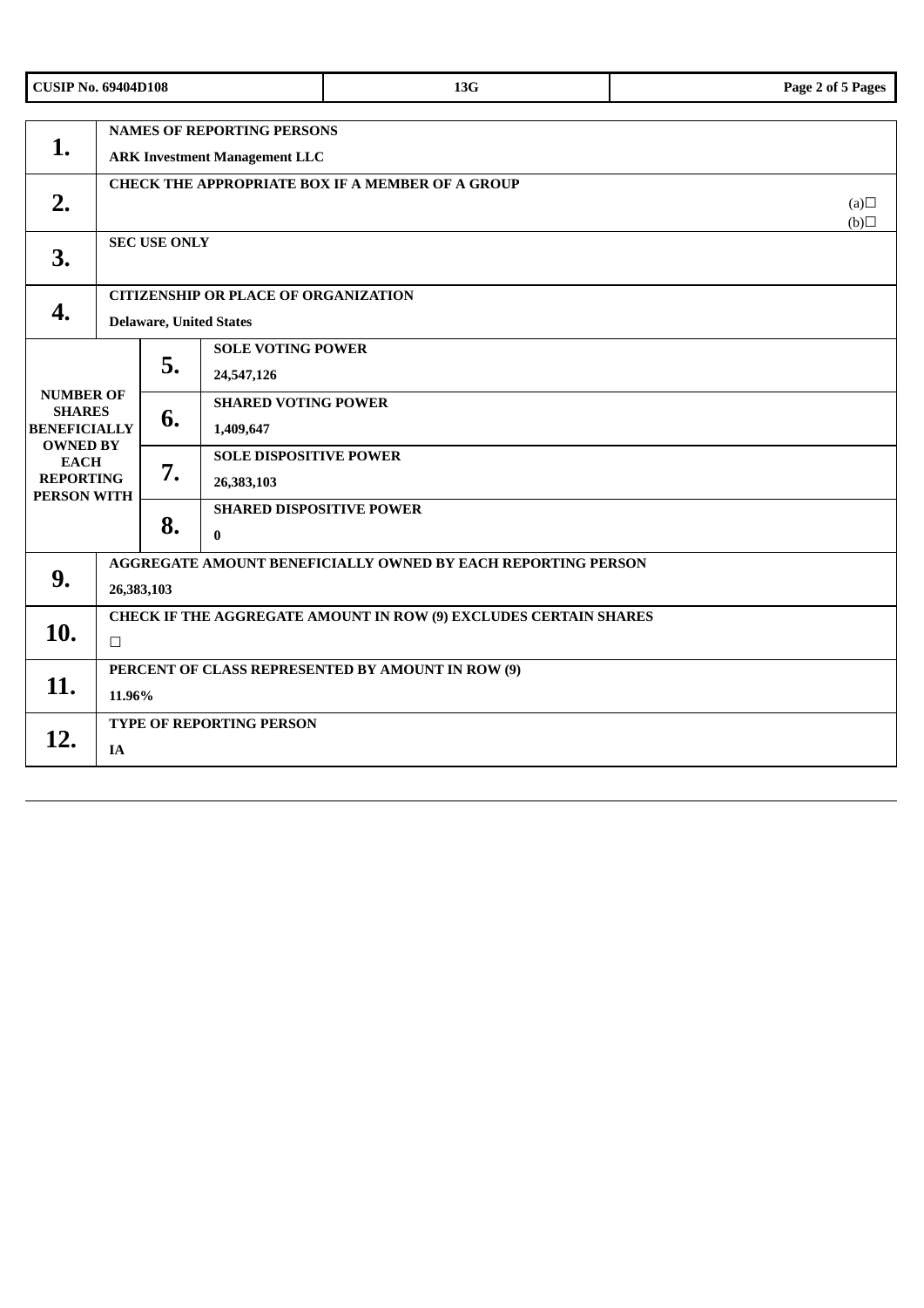| CUSIP No. 69404D108 | 13G | |
|---|---|---|

| | | |
|---|---|---|
| 1. | **NAMES OF REPORTING PERSONS**<br>**ARK Investment Management LLC** | |
| 2. | **CHECK THE APPROPRIATE BOX IF A MEMBER OF A GROUP** | (a)☐<br>(b)☐ |
| 3. | **SEC USE ONLY** | |
| 4. | **CITIZENSHIP OR PLACE OF ORGANIZATION**<br>**Delaware, United States** | |

| NUMBER OF SHARES BENEFICIALLY OWNED BY EACH REPORTING PERSON WITH | | |
|---|---|---|
| | 5. | **SOLE VOTING POWER**<br>**24,547,126** |
| | 6. | **SHARED VOTING POWER**<br>**1,409,647** |
| | 7. | **SOLE DISPOSITIVE POWER**<br>**26,383,103** |
| | 8. | **SHARED DISPOSITIVE POWER**<br>**0** |

| | |
|---|---|
| 9. | **AGGREGATE AMOUNT BENEFICIALLY OWNED BY EACH REPORTING PERSON**<br>**26,383,103** |
| 10. | **CHECK IF THE AGGREGATE AMOUNT IN ROW (9) EXCLUDES CERTAIN SHARES**<br>☐ |
| 11. | **PERCENT OF CLASS REPRESENTED BY AMOUNT IN ROW (9)**<br>**11.96%** |
| 12. | **TYPE OF REPORTING PERSON**<br>**IA** |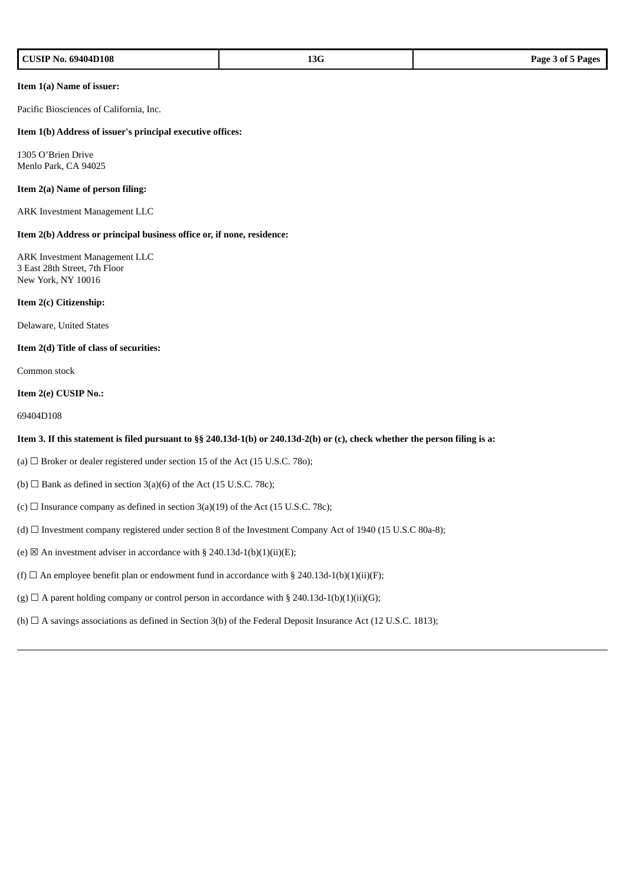| CUSIP No. 69404D108 | 13G | Page 3 of 5 Pages |
|---|---|---|

**Item 1(a) Name of issuer:**

Pacific Biosciences of California, Inc.

**Item 1(b) Address of issuer's principal executive offices:**

1305 O'Brien Drive
Menlo Park, CA 94025

**Item 2(a) Name of person filing:**

ARK Investment Management LLC

**Item 2(b) Address or principal business office or, if none, residence:**

ARK Investment Management LLC
3 East 28th Street, 7th Floor
New York, NY 10016

**Item 2(c) Citizenship:**

Delaware, United States

**Item 2(d) Title of class of securities:**

Common stock

**Item 2(e) CUSIP No.:**

69404D108

**Item 3. If this statement is filed pursuant to §§ 240.13d-1(b) or 240.13d-2(b) or (c), check whether the person filing is a:**

(a) ☐ Broker or dealer registered under section 15 of the Act (15 U.S.C. 78o);

(b) ☐ Bank as defined in section 3(a)(6) of the Act (15 U.S.C. 78c);

(c) ☐ Insurance company as defined in section 3(a)(19) of the Act (15 U.S.C. 78c);

(d) ☐ Investment company registered under section 8 of the Investment Company Act of 1940 (15 U.S.C 80a-8);

(e) ☒ An investment adviser in accordance with § 240.13d-1(b)(1)(ii)(E);

(f) ☐ An employee benefit plan or endowment fund in accordance with § 240.13d-1(b)(1)(ii)(F);

(g) ☐ A parent holding company or control person in accordance with § 240.13d-1(b)(1)(ii)(G);

(h) ☐ A savings associations as defined in Section 3(b) of the Federal Deposit Insurance Act (12 U.S.C. 1813);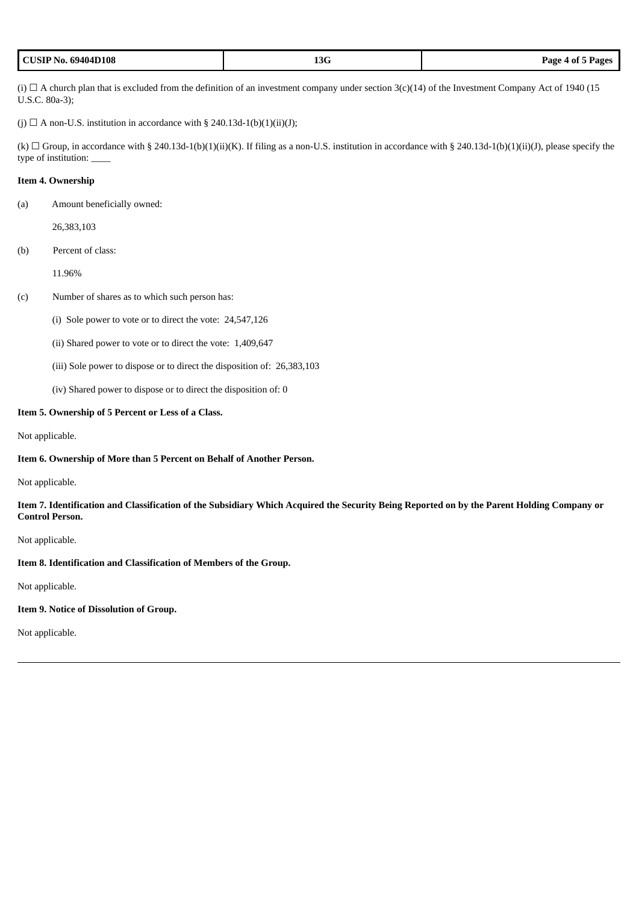(i) ☐ A church plan that is excluded from the definition of an investment company under section 3(c)(14) of the Investment Company Act of 1940 (15 U.S.C. 80a-3);

(j) ☐ A non-U.S. institution in accordance with § 240.13d-1(b)(1)(ii)(J);

(k) ☐ Group, in accordance with § 240.13d-1(b)(1)(ii)(K). If filing as a non-U.S. institution in accordance with § 240.13d-1(b)(1)(ii)(J), please specify the type of institution: ____

**Item 4. Ownership**

(a) Amount beneficially owned:

26,383,103

(b) Percent of class:

11.96%

(c) Number of shares as to which such person has:

(i) Sole power to vote or to direct the vote: 24,547,126

(ii) Shared power to vote or to direct the vote: 1,409,647

(iii) Sole power to dispose or to direct the disposition of: 26,383,103

(iv) Shared power to dispose or to direct the disposition of: 0

**Item 5. Ownership of 5 Percent or Less of a Class.**

Not applicable.

**Item 6. Ownership of More than 5 Percent on Behalf of Another Person.**

Not applicable.

**Item 7. Identification and Classification of the Subsidiary Which Acquired the Security Being Reported on by the Parent Holding Company or Control Person.**

Not applicable.

**Item 8. Identification and Classification of Members of the Group.**

Not applicable.

**Item 9. Notice of Dissolution of Group.**

Not applicable.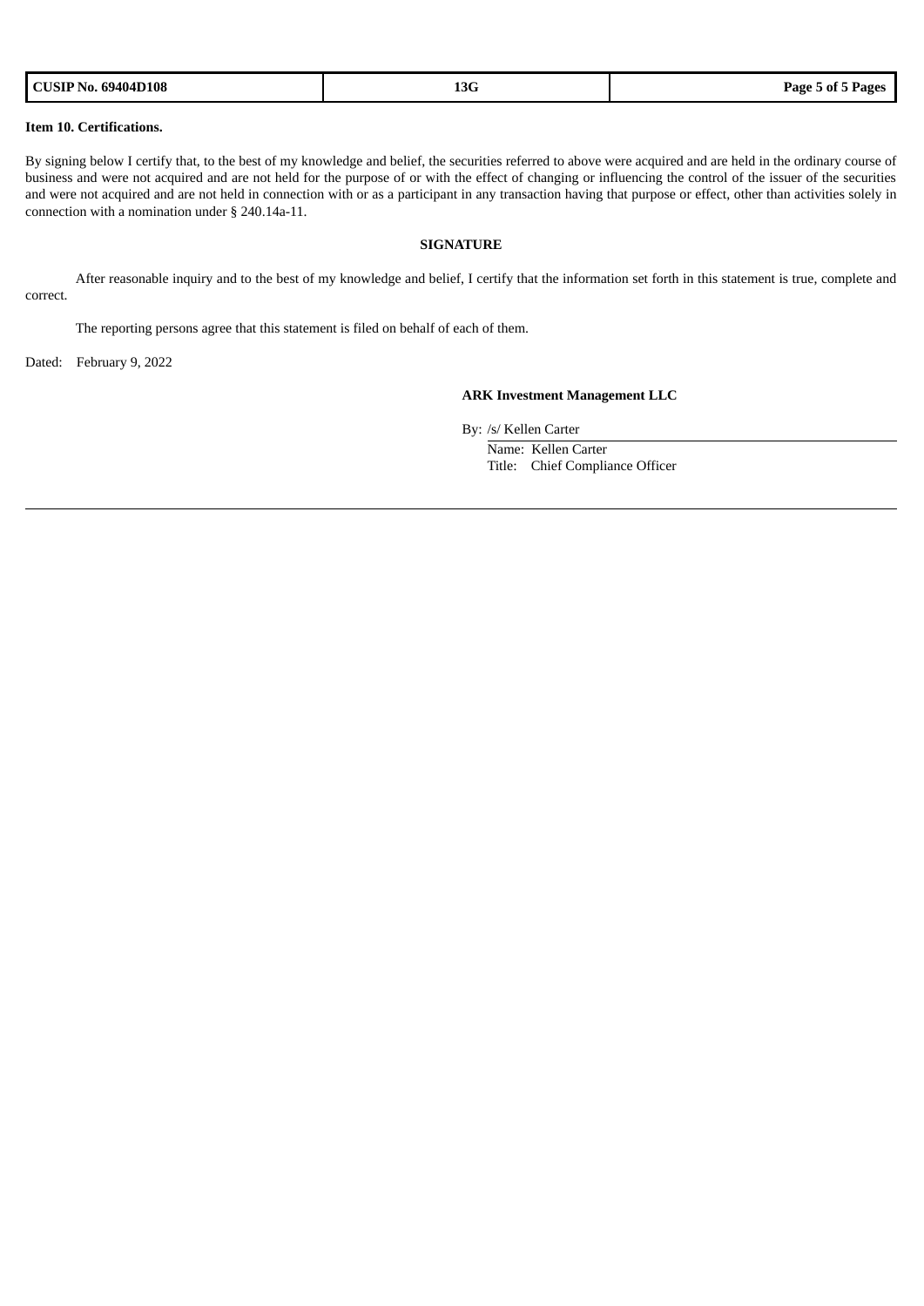**Item 10. Certifications.**

By signing below I certify that, to the best of my knowledge and belief, the securities referred to above were acquired and are held in the ordinary course of business and were not acquired and are not held for the purpose of or with the effect of changing or influencing the control of the issuer of the securities and were not acquired and are not held in connection with or as a participant in any transaction having that purpose or effect, other than activities solely in connection with a nomination under § 240.14a-11.

**SIGNATURE**

After reasonable inquiry and to the best of my knowledge and belief, I certify that the information set forth in this statement is true, complete and correct.

The reporting persons agree that this statement is filed on behalf of each of them.

Dated: February 9, 2022

**ARK Investment Management LLC**

By: /s/ Kellen Carter

Name: Kellen Carter

Title: Chief Compliance Officer